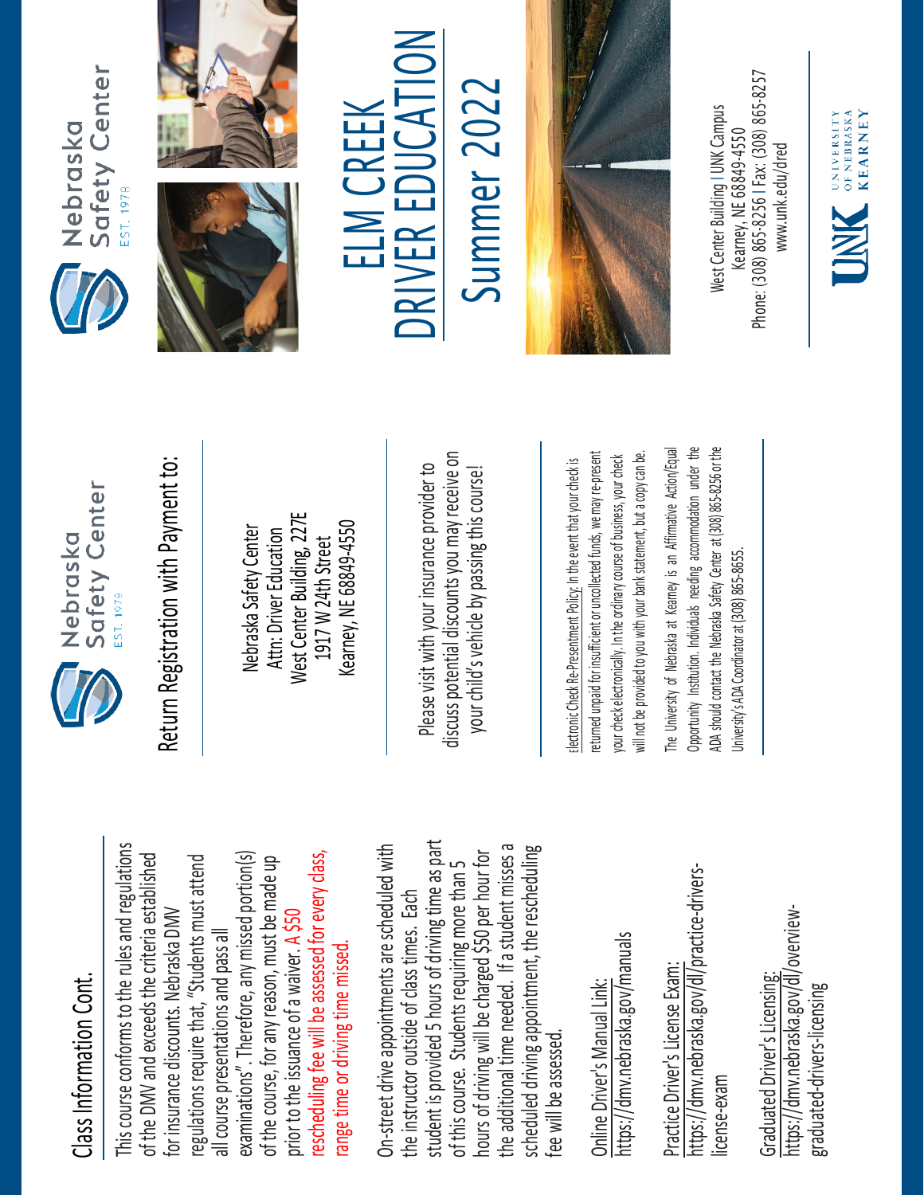## Class Information Cont.

This course conforms to the rules and regulations of the DMV and exceeds the criteria established for insurance discounts. Nebraska DMV regulations require that, "Students must attend all course presentations and pass all examinations". Therefore, any missed portion(s) of the course, for any reason, must be made up prior to the issuance of a waiver. A $50 rescheduling fee will be assessed for every class, range time or driving time missed.

On-street drive appointments are scheduled with the instructor outside of class times. Each student is provided 5 hours of driving time as part of this course. Students requiring more than 5 hours of driving will be charged $50 per hour for the additional time needed. If a student misses a scheduled driving appointment, the rescheduling fee will be assessed.

Online Driver's Manual Link:
https://dmv.nebraska.gov/manuals

Practice Driver's License Exam:
https://dmv.nebraska.gov/dl/practice-drivers-license-exam

Graduated Driver's Licensing:
https://dmv.nebraska.gov/dl/overview-graduated-drivers-licensing

Nebraska Safety Center
EST. 1978

## Return Registration with Payment to:

Nebraska Safety Center
Attn: Driver Education
West Center Building, 227E
1917 W 24th Street
Kearney, NE 68849-4550

Please visit with your insurance provider to discuss potential discounts you may receive on your child's vehicle by passing this course!

Electronic Check Re-Presentment Policy: In the event that your check is returned unpaid for insufficient or uncollected funds, we may re-present your check electronically. In the ordinary course of business, your check will not be provided to you with your bank statement, but a copy can be.

The University of Nebraska at Kearney is an Affirmative Action/Equal Opportunity Institution. Individuals needing accommodation under the ADA should contact the Nebraska Safety Center at (308) 865-8256 or the University's ADA Coordinator at (308) 865-8655.

Nebraska Safety Center
EST. 1978

# ELM CREEK DRIVER EDUCATION

# Summer 2022

West Center Building | UNK Campus
Kearney, NE 68849-4550
Phone: (308) 865-8256 | Fax: (308) 865-8257
www.unk.edu/dred

UNK University of Nebraska Kearney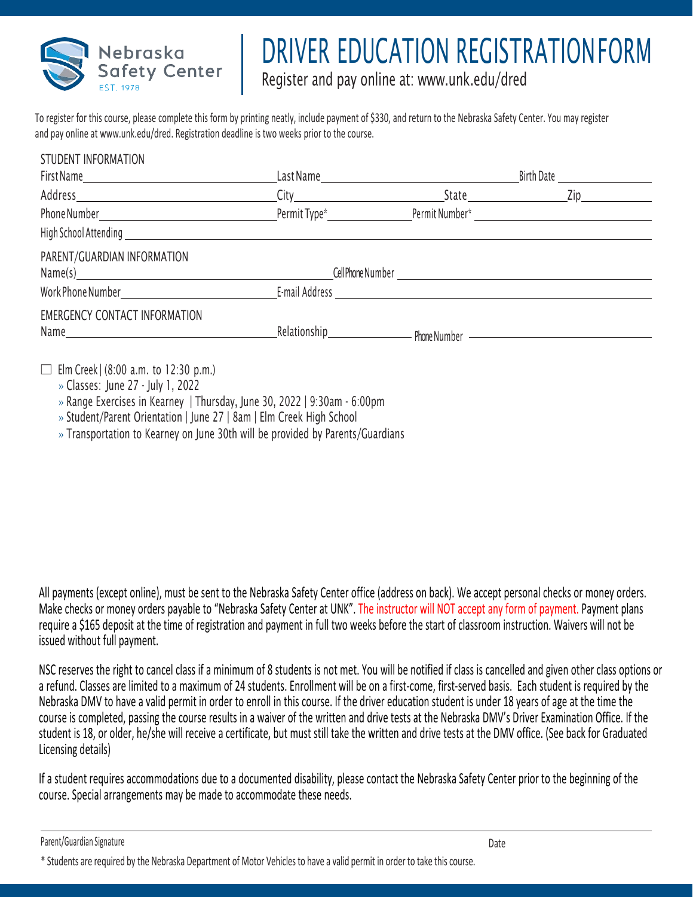Nebraska Safety Center
EST. 1978

# DRIVER EDUCATION REGISTRATION FORM

Register and pay online at: www.unk.edu/dred

To register for this course, please complete this form by printing neatly, include payment of $330, and return to the Nebraska Safety Center. You may register and pay online at www.unk.edu/dred. Registration deadline is two weeks prior to the course.

## STUDENT INFORMATION

First Name\_\_\_\_\_\_\_\_\_\_\_\_\_\_\_\_\_\_\_\_ Last Name\_\_\_\_\_\_\_\_\_\_\_\_\_\_\_\_\_\_\_\_ Birth Date \_\_\_\_\_\_\_\_\_\_

Address\_\_\_\_\_\_\_\_\_\_\_\_\_\_\_\_\_\_\_\_ City\_\_\_\_\_\_\_\_\_\_\_\_\_\_\_ State\_\_\_\_\_\_\_\_\_\_ Zip\_\_\_\_\_\_\_\_

Phone Number\_\_\_\_\_\_\_\_\_\_\_\_\_\_\_\_\_\_\_\_ Permit Type*\_\_\_\_\_\_\_\_\_\_ Permit Number* \_\_\_\_\_\_\_\_\_\_\_\_\_\_\_

High School Attending \_\_\_\_\_\_\_\_\_\_\_\_\_\_\_\_\_\_\_\_\_\_\_\_\_\_\_\_\_\_\_\_\_\_\_\_\_\_\_\_

## PARENT/GUARDIAN INFORMATION

Name(s)\_\_\_\_\_\_\_\_\_\_\_\_\_\_\_\_\_\_\_\_ Cell Phone Number \_\_\_\_\_\_\_\_\_\_\_\_\_\_\_\_\_\_\_\_

Work Phone Number\_\_\_\_\_\_\_\_\_\_\_\_\_\_\_\_\_\_\_\_ E-mail Address \_\_\_\_\_\_\_\_\_\_\_\_\_\_\_\_\_\_\_\_

## EMERGENCY CONTACT INFORMATION

Name\_\_\_\_\_\_\_\_\_\_\_\_\_\_\_\_\_\_\_\_ Relationship\_\_\_\_\_\_\_\_\_\_ Phone Number \_\_\_\_\_\_\_\_\_\_\_\_\_\_\_\_\_\_\_\_

☐ Elm Creek | (8:00 a.m. to 12:30 p.m.)

- » Classes: June 27 - July 1, 2022
- » Range Exercises in Kearney | Thursday, June 30, 2022 | 9:30am - 6:00pm
- » Student/Parent Orientation | June 27 | 8am | Elm Creek High School
- » Transportation to Kearney on June 30th will be provided by Parents/Guardians

All payments (except online), must be sent to the Nebraska Safety Center office (address on back). We accept personal checks or money orders. Make checks or money orders payable to "Nebraska Safety Center at UNK". The instructor will NOT accept any form of payment. Payment plans require a $165 deposit at the time of registration and payment in full two weeks before the start of classroom instruction. Waivers will not be issued without full payment.

NSC reserves the right to cancel class if a minimum of 8 students is not met. You will be notified if class is cancelled and given other class options or a refund. Classes are limited to a maximum of 24 students. Enrollment will be on a first-come, first-served basis. Each student is required by the Nebraska DMV to have a valid permit in order to enroll in this course. If the driver education student is under 18 years of age at the time the course is completed, passing the course results in a waiver of the written and drive tests at the Nebraska DMV's Driver Examination Office. If the student is 18, or older, he/she will receive a certificate, but must still take the written and drive tests at the DMV office. (See back for Graduated Licensing details)

If a student requires accommodations due to a documented disability, please contact the Nebraska Safety Center prior to the beginning of the course. Special arrangements may be made to accommodate these needs.

\_\_\_\_\_\_\_\_\_\_\_\_\_\_\_\_\_\_\_\_\_\_\_\_\_\_\_\_\_\_\_\_\_\_\_\_\_\_\_\_
Parent/Guardian Signature Date

\* Students are required by the Nebraska Department of Motor Vehicles to have a valid permit in order to take this course.